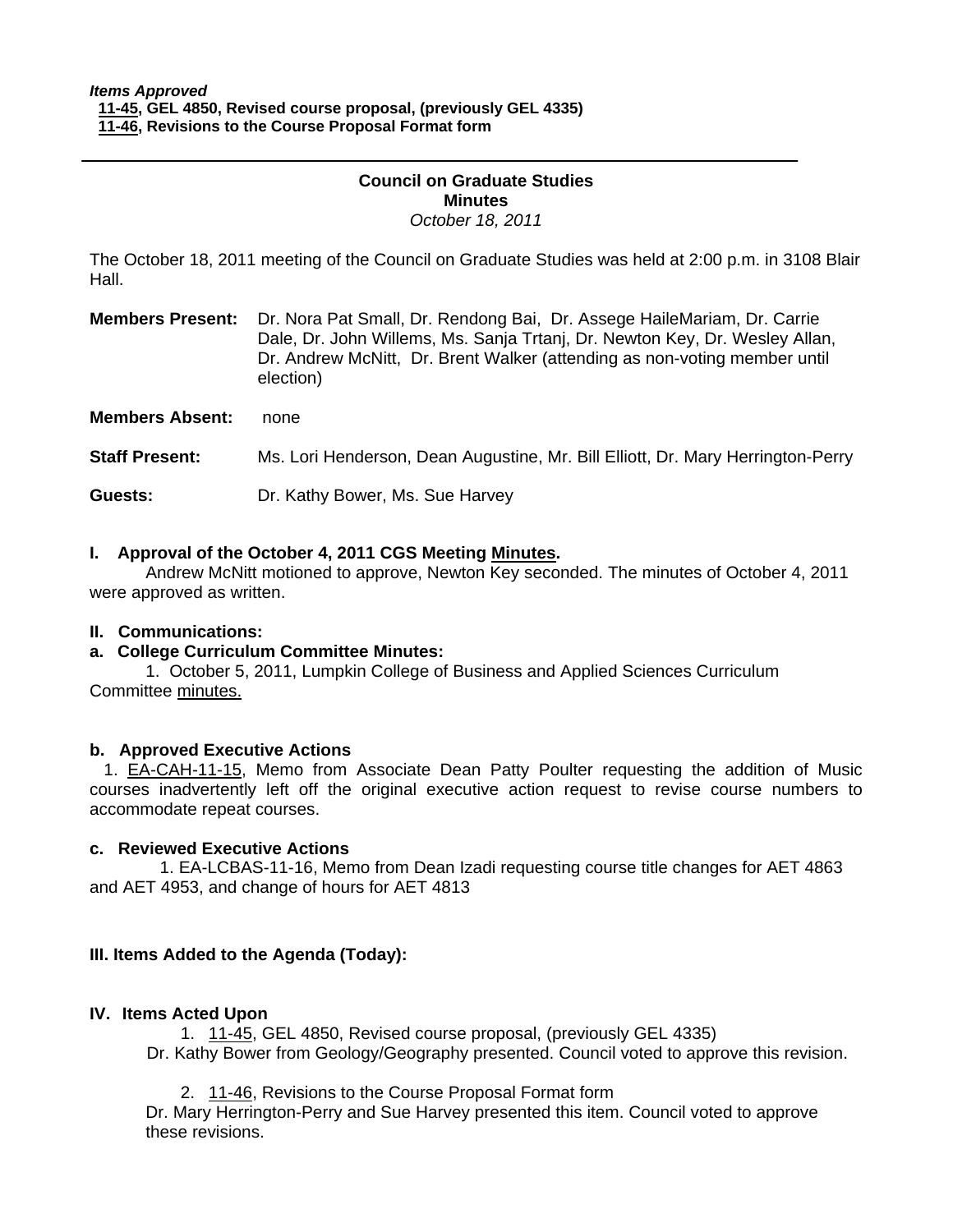***Items Approved***
**11-45, GEL 4850, Revised course proposal, (previously GEL 4335)**
**11-46, Revisions to the Course Proposal Format form**

---

**Council on Graduate Studies**
**Minutes**
*October 18, 2011*

The October 18, 2011 meeting of the Council on Graduate Studies was held at 2:00 p.m. in 3108 Blair Hall.

**Members Present:** Dr. Nora Pat Small, Dr. Rendong Bai, Dr. Assege HaileMariam, Dr. Carrie Dale, Dr. John Willems, Ms. Sanja Trtanj, Dr. Newton Key, Dr. Wesley Allan, Dr. Andrew McNitt, Dr. Brent Walker (attending as non-voting member until election)

**Members Absent:** none

**Staff Present:** Ms. Lori Henderson, Dean Augustine, Mr. Bill Elliott, Dr. Mary Herrington-Perry

**Guests:** Dr. Kathy Bower, Ms. Sue Harvey

**I. Approval of the October 4, 2011 CGS Meeting Minutes.**

Andrew McNitt motioned to approve, Newton Key seconded. The minutes of October 4, 2011 were approved as written.

**II. Communications:**

**a. College Curriculum Committee Minutes:**

1. October 5, 2011, Lumpkin College of Business and Applied Sciences Curriculum Committee minutes.

**b. Approved Executive Actions**

1. EA-CAH-11-15, Memo from Associate Dean Patty Poulter requesting the addition of Music courses inadvertently left off the original executive action request to revise course numbers to accommodate repeat courses.

**c. Reviewed Executive Actions**

1. EA-LCBAS-11-16, Memo from Dean Izadi requesting course title changes for AET 4863 and AET 4953, and change of hours for AET 4813

**III. Items Added to the Agenda (Today):**

**IV. Items Acted Upon**

1. 11-45, GEL 4850, Revised course proposal, (previously GEL 4335)
Dr. Kathy Bower from Geology/Geography presented. Council voted to approve this revision.

2. 11-46, Revisions to the Course Proposal Format form
Dr. Mary Herrington-Perry and Sue Harvey presented this item. Council voted to approve these revisions.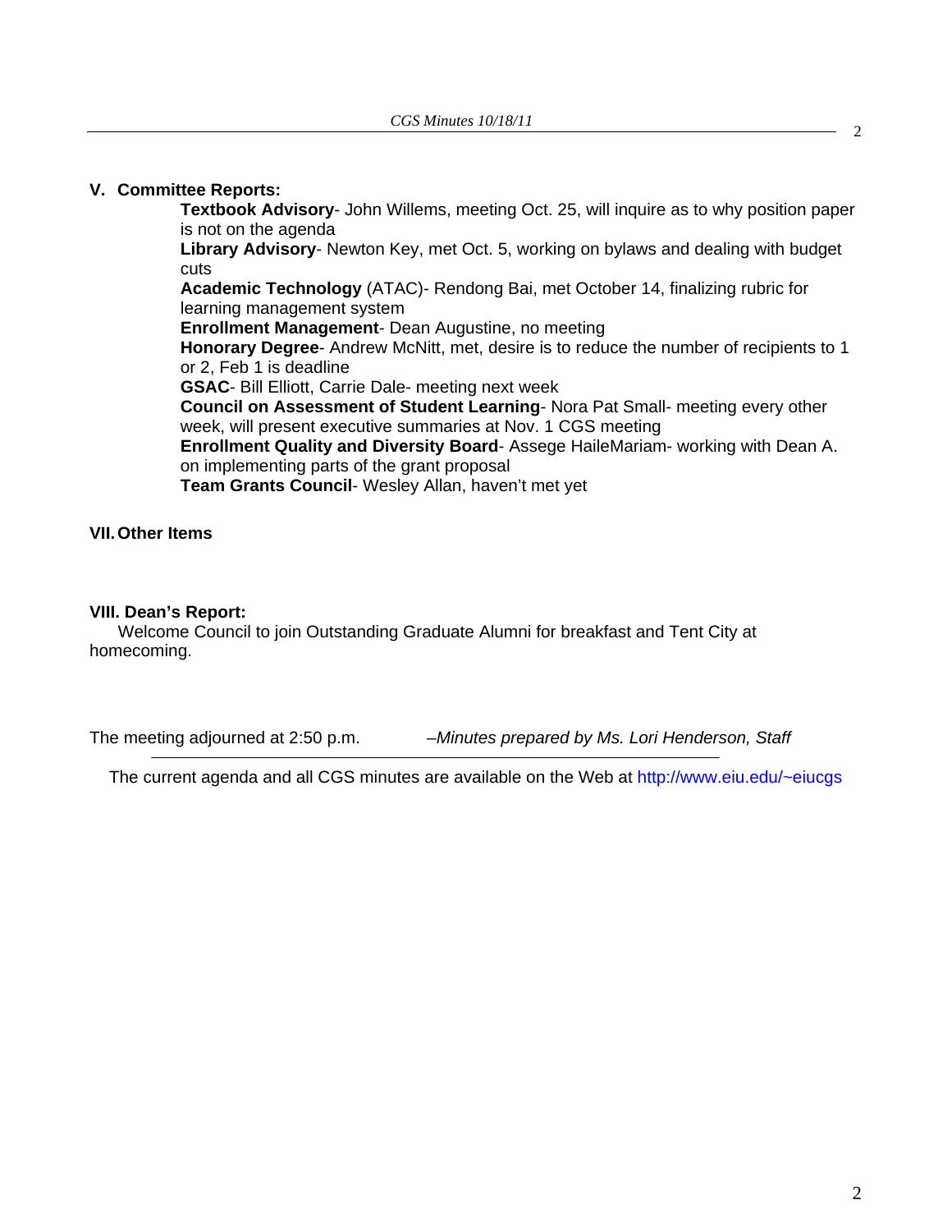## V. Committee Reports:

**Textbook Advisory**- John Willems, meeting Oct. 25, will inquire as to why position paper is not on the agenda

**Library Advisory**- Newton Key, met Oct. 5, working on bylaws and dealing with budget cuts

**Academic Technology** (ATAC)- Rendong Bai, met October 14, finalizing rubric for learning management system

**Enrollment Management**- Dean Augustine, no meeting

**Honorary Degree**- Andrew McNitt, met, desire is to reduce the number of recipients to 1 or 2, Feb 1 is deadline

**GSAC**- Bill Elliott, Carrie Dale- meeting next week

**Council on Assessment of Student Learning**- Nora Pat Small- meeting every other week, will present executive summaries at Nov. 1 CGS meeting

**Enrollment Quality and Diversity Board**- Assege HaileMariam- working with Dean A. on implementing parts of the grant proposal

**Team Grants Council**- Wesley Allan, haven't met yet

## VII. Other Items

## VIII. Dean's Report:

Welcome Council to join Outstanding Graduate Alumni for breakfast and Tent City at homecoming.

The meeting adjourned at 2:50 p.m. *–Minutes prepared by Ms. Lori Henderson, Staff*

---

The current agenda and all CGS minutes are available on the Web at http://www.eiu.edu/~eiucgs